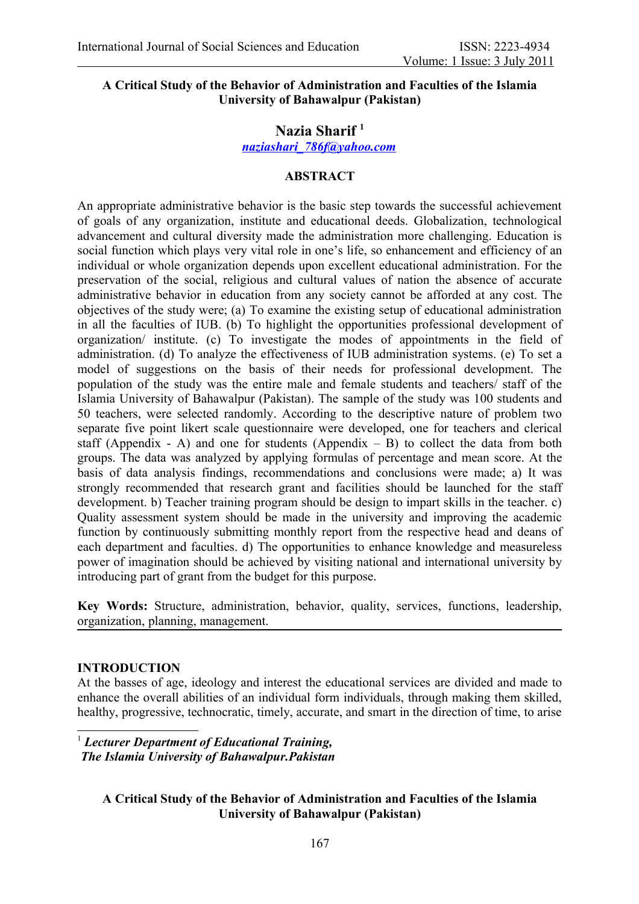**A Critical Study of the Behavior of Administration and Faculties of the Islamia University of Bahawalpur (Pakistan)**

**Nazia Sharif** [1]

*naziashari_786f@yahoo.com*

**ABSTRACT**

An appropriate administrative behavior is the basic step towards the successful achievement of goals of any organization, institute and educational deeds. Globalization, technological advancement and cultural diversity made the administration more challenging. Education is social function which plays very vital role in one's life, so enhancement and efficiency of an individual or whole organization depends upon excellent educational administration. For the preservation of the social, religious and cultural values of nation the absence of accurate administrative behavior in education from any society cannot be afforded at any cost. The objectives of the study were; (a) To examine the existing setup of educational administration in all the faculties of IUB. (b) To highlight the opportunities professional development of organization/ institute. (c) To investigate the modes of appointments in the field of administration. (d) To analyze the effectiveness of IUB administration systems. (e) To set a model of suggestions on the basis of their needs for professional development. The population of the study was the entire male and female students and teachers/ staff of the Islamia University of Bahawalpur (Pakistan). The sample of the study was 100 students and 50 teachers, were selected randomly. According to the descriptive nature of problem two separate five point likert scale questionnaire were developed, one for teachers and clerical staff (Appendix - A) and one for students (Appendix – B) to collect the data from both groups. The data was analyzed by applying formulas of percentage and mean score. At the basis of data analysis findings, recommendations and conclusions were made; a) It was strongly recommended that research grant and facilities should be launched for the staff development. b) Teacher training program should be design to impart skills in the teacher. c) Quality assessment system should be made in the university and improving the academic function by continuously submitting monthly report from the respective head and deans of each department and faculties. d) The opportunities to enhance knowledge and measureless power of imagination should be achieved by visiting national and international university by introducing part of grant from the budget for this purpose.

**Key Words:** Structure, administration, behavior, quality, services, functions, leadership, organization, planning, management.

## INTRODUCTION

At the basses of age, ideology and interest the educational services are divided and made to enhance the overall abilities of an individual form individuals, through making them skilled, healthy, progressive, technocratic, timely, accurate, and smart in the direction of time, to arise

[1] ***Lecturer Department of Educational Training, The Islamia University of Bahawalpur.Pakistan***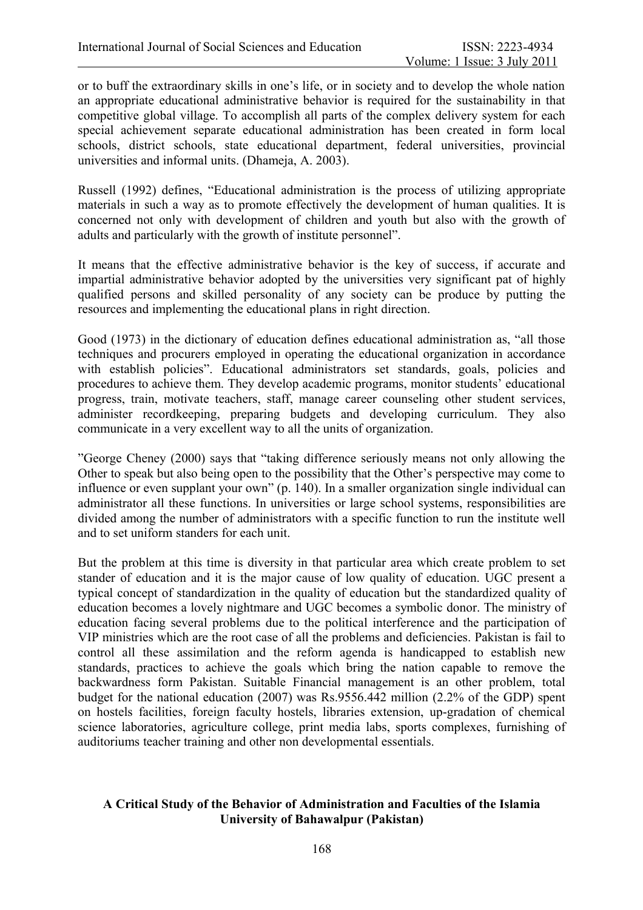or to buff the extraordinary skills in one's life, or in society and to develop the whole nation an appropriate educational administrative behavior is required for the sustainability in that competitive global village. To accomplish all parts of the complex delivery system for each special achievement separate educational administration has been created in form local schools, district schools, state educational department, federal universities, provincial universities and informal units. (Dhameja, A. 2003).

Russell (1992) defines, "Educational administration is the process of utilizing appropriate materials in such a way as to promote effectively the development of human qualities. It is concerned not only with development of children and youth but also with the growth of adults and particularly with the growth of institute personnel".

It means that the effective administrative behavior is the key of success, if accurate and impartial administrative behavior adopted by the universities very significant pat of highly qualified persons and skilled personality of any society can be produce by putting the resources and implementing the educational plans in right direction.

Good (1973) in the dictionary of education defines educational administration as, "all those techniques and procurers employed in operating the educational organization in accordance with establish policies". Educational administrators set standards, goals, policies and procedures to achieve them. They develop academic programs, monitor students' educational progress, train, motivate teachers, staff, manage career counseling other student services, administer recordkeeping, preparing budgets and developing curriculum. They also communicate in a very excellent way to all the units of organization.

"George Cheney (2000) says that "taking difference seriously means not only allowing the Other to speak but also being open to the possibility that the Other's perspective may come to influence or even supplant your own" (p. 140). In a smaller organization single individual can administrator all these functions. In universities or large school systems, responsibilities are divided among the number of administrators with a specific function to run the institute well and to set uniform standers for each unit.

But the problem at this time is diversity in that particular area which create problem to set stander of education and it is the major cause of low quality of education. UGC present a typical concept of standardization in the quality of education but the standardized quality of education becomes a lovely nightmare and UGC becomes a symbolic donor. The ministry of education facing several problems due to the political interference and the participation of VIP ministries which are the root case of all the problems and deficiencies. Pakistan is fail to control all these assimilation and the reform agenda is handicapped to establish new standards, practices to achieve the goals which bring the nation capable to remove the backwardness form Pakistan. Suitable Financial management is an other problem, total budget for the national education (2007) was Rs.9556.442 million (2.2% of the GDP) spent on hostels facilities, foreign faculty hostels, libraries extension, up-gradation of chemical science laboratories, agriculture college, print media labs, sports complexes, furnishing of auditoriums teacher training and other non developmental essentials.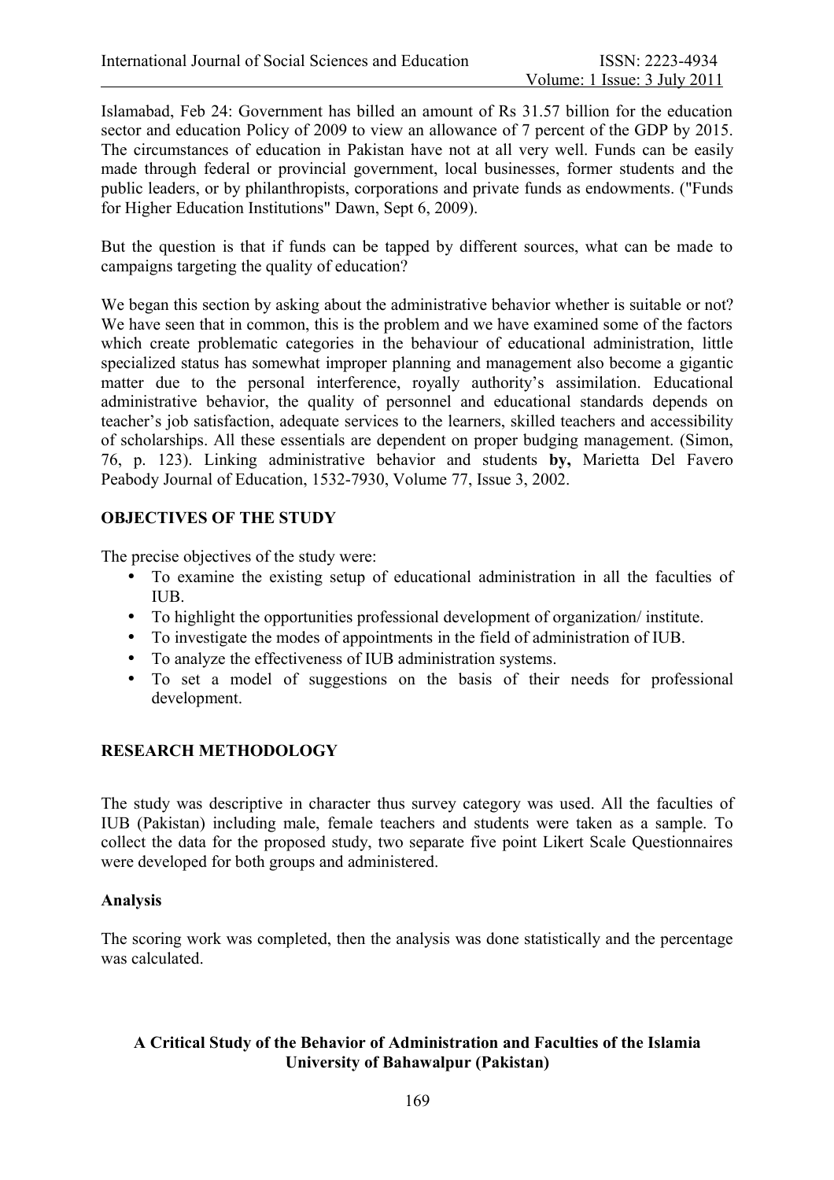Islamabad, Feb 24: Government has billed an amount of Rs 31.57 billion for the education sector and education Policy of 2009 to view an allowance of 7 percent of the GDP by 2015. The circumstances of education in Pakistan have not at all very well. Funds can be easily made through federal or provincial government, local businesses, former students and the public leaders, or by philanthropists, corporations and private funds as endowments. ("Funds for Higher Education Institutions" Dawn, Sept 6, 2009).

But the question is that if funds can be tapped by different sources, what can be made to campaigns targeting the quality of education?

We began this section by asking about the administrative behavior whether is suitable or not? We have seen that in common, this is the problem and we have examined some of the factors which create problematic categories in the behaviour of educational administration, little specialized status has somewhat improper planning and management also become a gigantic matter due to the personal interference, royally authority's assimilation. Educational administrative behavior, the quality of personnel and educational standards depends on teacher's job satisfaction, adequate services to the learners, skilled teachers and accessibility of scholarships. All these essentials are dependent on proper budging management. (Simon, 76, p. 123). Linking administrative behavior and students **by,** Marietta Del Favero Peabody Journal of Education, 1532-7930, Volume 77, Issue 3, 2002.

## OBJECTIVES OF THE STUDY

The precise objectives of the study were:

- To examine the existing setup of educational administration in all the faculties of IUB.
- To highlight the opportunities professional development of organization/ institute.
- To investigate the modes of appointments in the field of administration of IUB.
- To analyze the effectiveness of IUB administration systems.
- To set a model of suggestions on the basis of their needs for professional development.

## RESEARCH METHODOLOGY

The study was descriptive in character thus survey category was used. All the faculties of IUB (Pakistan) including male, female teachers and students were taken as a sample. To collect the data for the proposed study, two separate five point Likert Scale Questionnaires were developed for both groups and administered.

### Analysis

The scoring work was completed, then the analysis was done statistically and the percentage was calculated.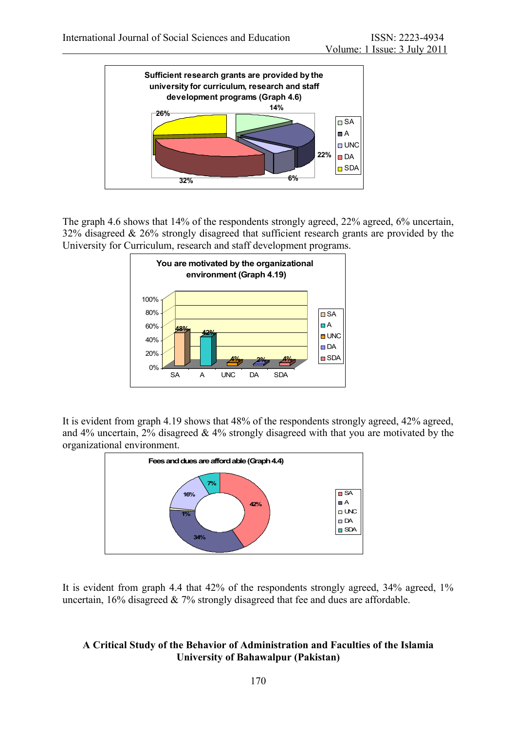Sufficient research grants are provided by the university for curriculum, research and staff development programs (Graph 4.6)

The graph 4.6 shows that 14% of the respondents strongly agreed, 22% agreed, 6% uncertain, 32% disagreed & 26% strongly disagreed that sufficient research grants are provided by the University for Curriculum, research and staff development programs.

You are motivated by the organizational environment (Graph 4.19)

It is evident from graph 4.19 shows that 48% of the respondents strongly agreed, 42% agreed, and 4% uncertain, 2% disagreed & 4% strongly disagreed with that you are motivated by the organizational environment.

Fees and dues are afford able (Graph 4.4)

It is evident from graph 4.4 that 42% of the respondents strongly agreed, 34% agreed, 1% uncertain, 16% disagreed & 7% strongly disagreed that fee and dues are affordable.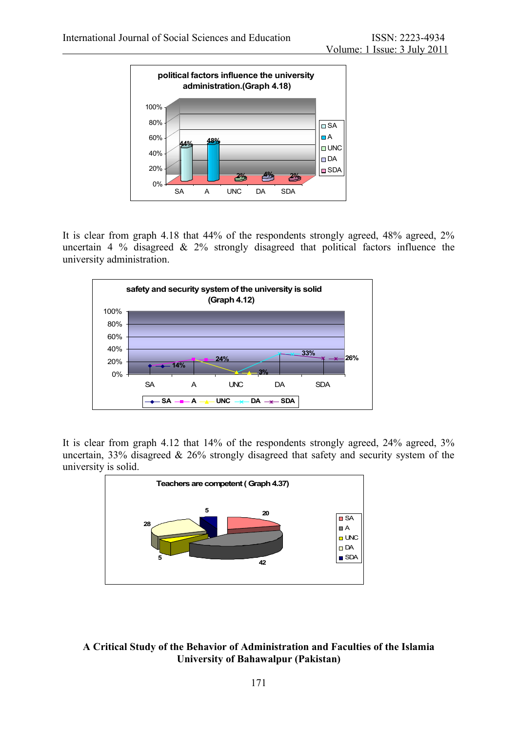**political factors influence the university administration.(Graph 4.18)**

It is clear from graph 4.18 that 44% of the respondents strongly agreed, 48% agreed, 2% uncertain 4 % disagreed & 2% strongly disagreed that political factors influence the university administration.

**safety and security system of the university is solid (Graph 4.12)**

It is clear from graph 4.12 that 14% of the respondents strongly agreed, 24% agreed, 3% uncertain, 33% disagreed & 26% strongly disagreed that safety and security system of the university is solid.

**Teachers are competent ( Graph 4.37)**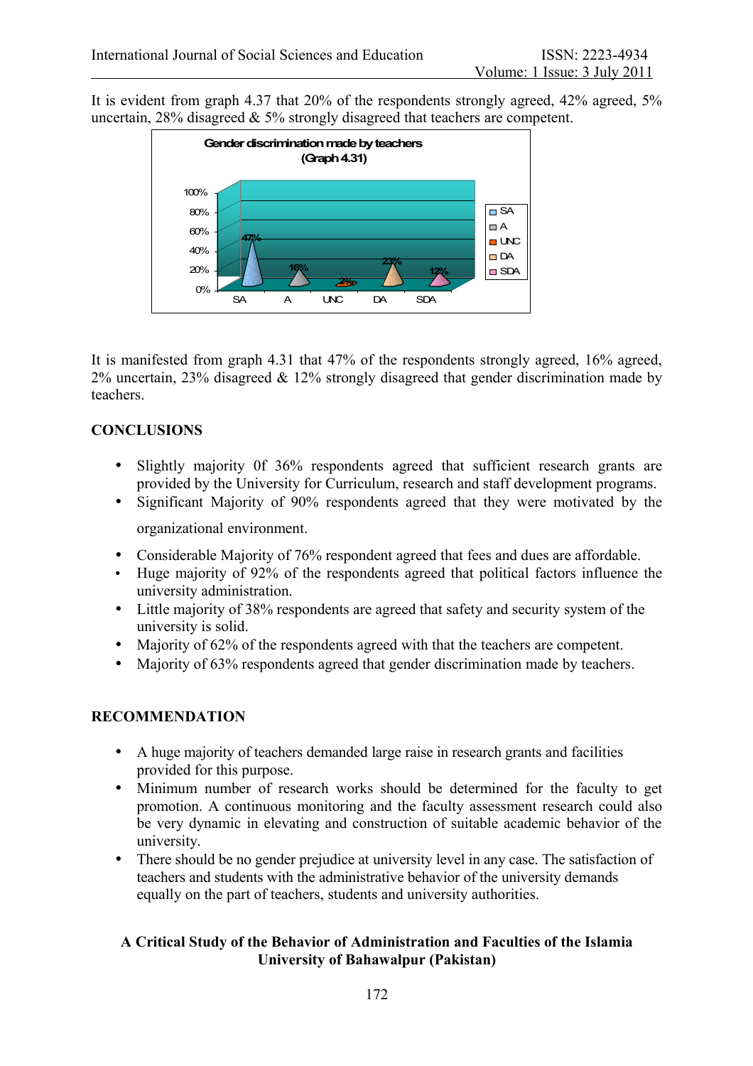It is evident from graph 4.37 that 20% of the respondents strongly agreed, 42% agreed, 5% uncertain, 28% disagreed & 5% strongly disagreed that teachers are competent.

It is manifested from graph 4.31 that 47% of the respondents strongly agreed, 16% agreed, 2% uncertain, 23% disagreed & 12% strongly disagreed that gender discrimination made by teachers.

## CONCLUSIONS

- Slightly majority 0f 36% respondents agreed that sufficient research grants are provided by the University for Curriculum, research and staff development programs.
- Significant Majority of 90% respondents agreed that they were motivated by the organizational environment.
- Considerable Majority of 76% respondent agreed that fees and dues are affordable.
- Huge majority of 92% of the respondents agreed that political factors influence the university administration.
- Little majority of 38% respondents are agreed that safety and security system of the university is solid.
- Majority of 62% of the respondents agreed with that the teachers are competent.
- Majority of 63% respondents agreed that gender discrimination made by teachers.

## RECOMMENDATION

- A huge majority of teachers demanded large raise in research grants and facilities provided for this purpose.
- Minimum number of research works should be determined for the faculty to get promotion. A continuous monitoring and the faculty assessment research could also be very dynamic in elevating and construction of suitable academic behavior of the university.
- There should be no gender prejudice at university level in any case. The satisfaction of teachers and students with the administrative behavior of the university demands equally on the part of teachers, students and university authorities.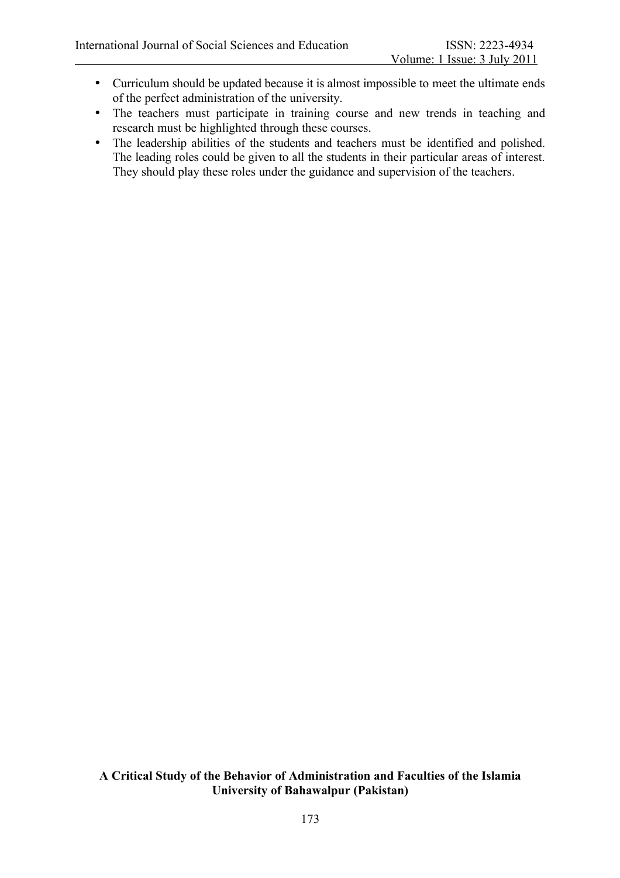- Curriculum should be updated because it is almost impossible to meet the ultimate ends of the perfect administration of the university.
- The teachers must participate in training course and new trends in teaching and research must be highlighted through these courses.
- The leadership abilities of the students and teachers must be identified and polished. The leading roles could be given to all the students in their particular areas of interest. They should play these roles under the guidance and supervision of the teachers.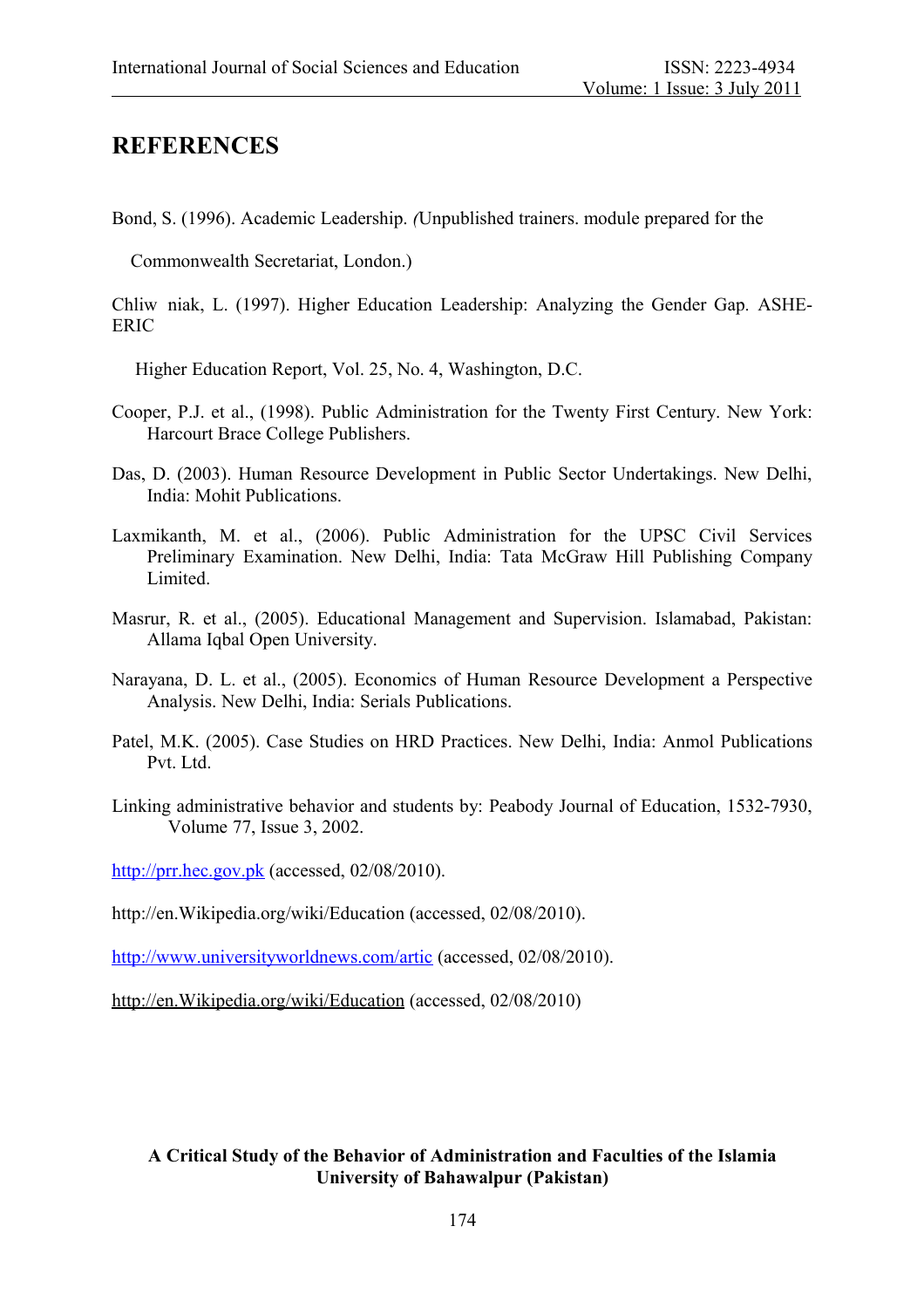# REFERENCES

Bond, S. (1996). Academic Leadership. (Unpublished trainers. module prepared for the Commonwealth Secretariat, London.)

Chliw niak, L. (1997). Higher Education Leadership: Analyzing the Gender Gap. ASHE-ERIC Higher Education Report, Vol. 25, No. 4, Washington, D.C.

Cooper, P.J. et al., (1998). Public Administration for the Twenty First Century. New York: Harcourt Brace College Publishers.

Das, D. (2003). Human Resource Development in Public Sector Undertakings. New Delhi, India: Mohit Publications.

Laxmikanth, M. et al., (2006). Public Administration for the UPSC Civil Services Preliminary Examination. New Delhi, India: Tata McGraw Hill Publishing Company Limited.

Masrur, R. et al., (2005). Educational Management and Supervision. Islamabad, Pakistan: Allama Iqbal Open University.

Narayana, D. L. et al., (2005). Economics of Human Resource Development a Perspective Analysis. New Delhi, India: Serials Publications.

Patel, M.K. (2005). Case Studies on HRD Practices. New Delhi, India: Anmol Publications Pvt. Ltd.

Linking administrative behavior and students by: Peabody Journal of Education, 1532-7930, Volume 77, Issue 3, 2002.

http://prr.hec.gov.pk (accessed, 02/08/2010).

http://en.Wikipedia.org/wiki/Education (accessed, 02/08/2010).

http://www.universityworldnews.com/artic (accessed, 02/08/2010).

http://en.Wikipedia.org/wiki/Education (accessed, 02/08/2010)